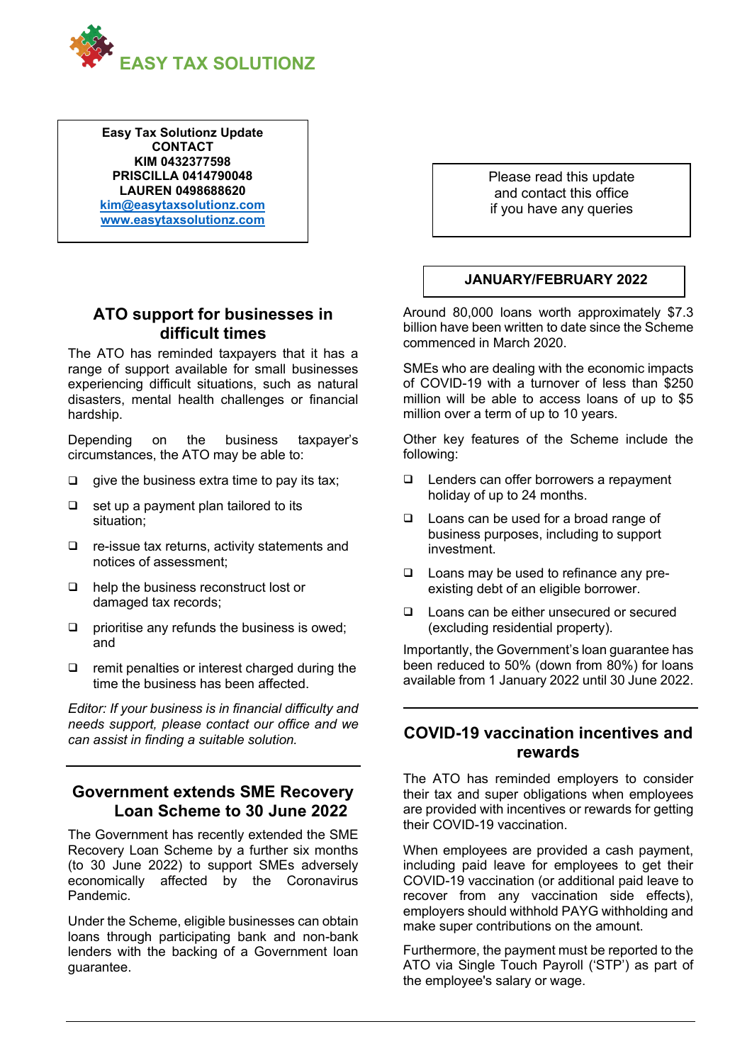EASY TAX SOLUTIONZ

**Easy Tax Solutionz Update**
**CONTACT**
**KIM 0432377598**
**PRISCILLA 0414790048**
**LAUREN 0498688620**
**[kim@easytaxsolutionz.com](mailto:kim@easytaxsolutionz.com)**
**[www.easytaxsolutionz.com](http://www.easytaxsolutionz.com)**

Please read this update and contact this office if you have any queries

**JANUARY/FEBRUARY 2022**

## ATO support for businesses in difficult times

The ATO has reminded taxpayers that it has a range of support available for small businesses experiencing difficult situations, such as natural disasters, mental health challenges or financial hardship.

Depending on the business taxpayer's circumstances, the ATO may be able to:

- give the business extra time to pay its tax;
- set up a payment plan tailored to its situation;
- re-issue tax returns, activity statements and notices of assessment;
- help the business reconstruct lost or damaged tax records;
- prioritise any refunds the business is owed; and
- remit penalties or interest charged during the time the business has been affected.

*Editor: If your business is in financial difficulty and needs support, please contact our office and we can assist in finding a suitable solution.*

## Government extends SME Recovery Loan Scheme to 30 June 2022

The Government has recently extended the SME Recovery Loan Scheme by a further six months (to 30 June 2022) to support SMEs adversely economically affected by the Coronavirus Pandemic.

Under the Scheme, eligible businesses can obtain loans through participating bank and non-bank lenders with the backing of a Government loan guarantee.

Around 80,000 loans worth approximately $7.3 billion have been written to date since the Scheme commenced in March 2020.

SMEs who are dealing with the economic impacts of COVID-19 with a turnover of less than $250 million will be able to access loans of up to $5 million over a term of up to 10 years.

Other key features of the Scheme include the following:

- Lenders can offer borrowers a repayment holiday of up to 24 months.
- Loans can be used for a broad range of business purposes, including to support investment.
- Loans may be used to refinance any pre-existing debt of an eligible borrower.
- Loans can be either unsecured or secured (excluding residential property).

Importantly, the Government's loan guarantee has been reduced to 50% (down from 80%) for loans available from 1 January 2022 until 30 June 2022.

## COVID-19 vaccination incentives and rewards

The ATO has reminded employers to consider their tax and super obligations when employees are provided with incentives or rewards for getting their COVID-19 vaccination.

When employees are provided a cash payment, including paid leave for employees to get their COVID-19 vaccination (or additional paid leave to recover from any vaccination side effects), employers should withhold PAYG withholding and make super contributions on the amount.

Furthermore, the payment must be reported to the ATO via Single Touch Payroll ('STP') as part of the employee's salary or wage.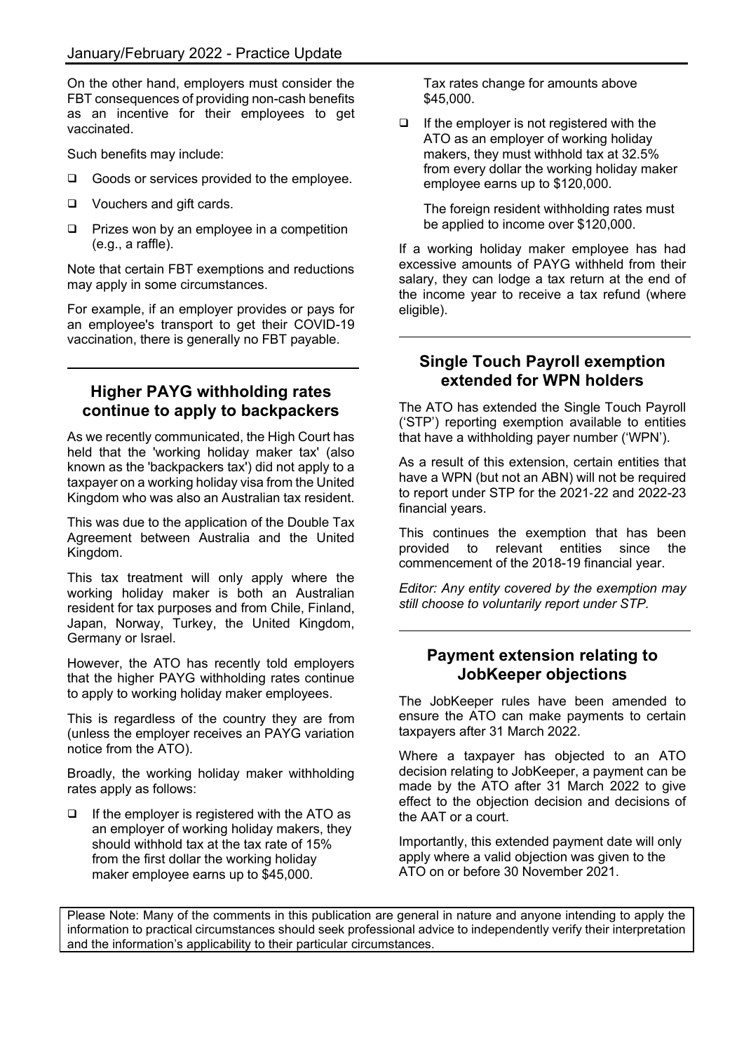On the other hand, employers must consider the FBT consequences of providing non-cash benefits as an incentive for their employees to get vaccinated.

Such benefits may include:

- Goods or services provided to the employee.
- Vouchers and gift cards.
- Prizes won by an employee in a competition (e.g., a raffle).

Note that certain FBT exemptions and reductions may apply in some circumstances.

For example, if an employer provides or pays for an employee's transport to get their COVID-19 vaccination, there is generally no FBT payable.

## Higher PAYG withholding rates continue to apply to backpackers

As we recently communicated, the High Court has held that the 'working holiday maker tax' (also known as the 'backpackers tax') did not apply to a taxpayer on a working holiday visa from the United Kingdom who was also an Australian tax resident.

This was due to the application of the Double Tax Agreement between Australia and the United Kingdom.

This tax treatment will only apply where the working holiday maker is both an Australian resident for tax purposes and from Chile, Finland, Japan, Norway, Turkey, the United Kingdom, Germany or Israel.

However, the ATO has recently told employers that the higher PAYG withholding rates continue to apply to working holiday maker employees.

This is regardless of the country they are from (unless the employer receives an PAYG variation notice from the ATO).

Broadly, the working holiday maker withholding rates apply as follows:

- If the employer is registered with the ATO as an employer of working holiday makers, they should withhold tax at the tax rate of 15% from the first dollar the working holiday maker employee earns up to $45,000.

  Tax rates change for amounts above $45,000.

- If the employer is not registered with the ATO as an employer of working holiday makers, they must withhold tax at 32.5% from every dollar the working holiday maker employee earns up to $120,000.

  The foreign resident withholding rates must be applied to income over $120,000.

If a working holiday maker employee has had excessive amounts of PAYG withheld from their salary, they can lodge a tax return at the end of the income year to receive a tax refund (where eligible).

## Single Touch Payroll exemption extended for WPN holders

The ATO has extended the Single Touch Payroll ('STP') reporting exemption available to entities that have a withholding payer number ('WPN').

As a result of this extension, certain entities that have a WPN (but not an ABN) will not be required to report under STP for the 2021-22 and 2022-23 financial years.

This continues the exemption that has been provided to relevant entities since the commencement of the 2018-19 financial year.

*Editor: Any entity covered by the exemption may still choose to voluntarily report under STP.*

## Payment extension relating to JobKeeper objections

The JobKeeper rules have been amended to ensure the ATO can make payments to certain taxpayers after 31 March 2022.

Where a taxpayer has objected to an ATO decision relating to JobKeeper, a payment can be made by the ATO after 31 March 2022 to give effect to the objection decision and decisions of the AAT or a court.

Importantly, this extended payment date will only apply where a valid objection was given to the ATO on or before 30 November 2021.

Please Note: Many of the comments in this publication are general in nature and anyone intending to apply the information to practical circumstances should seek professional advice to independently verify their interpretation and the information's applicability to their particular circumstances.